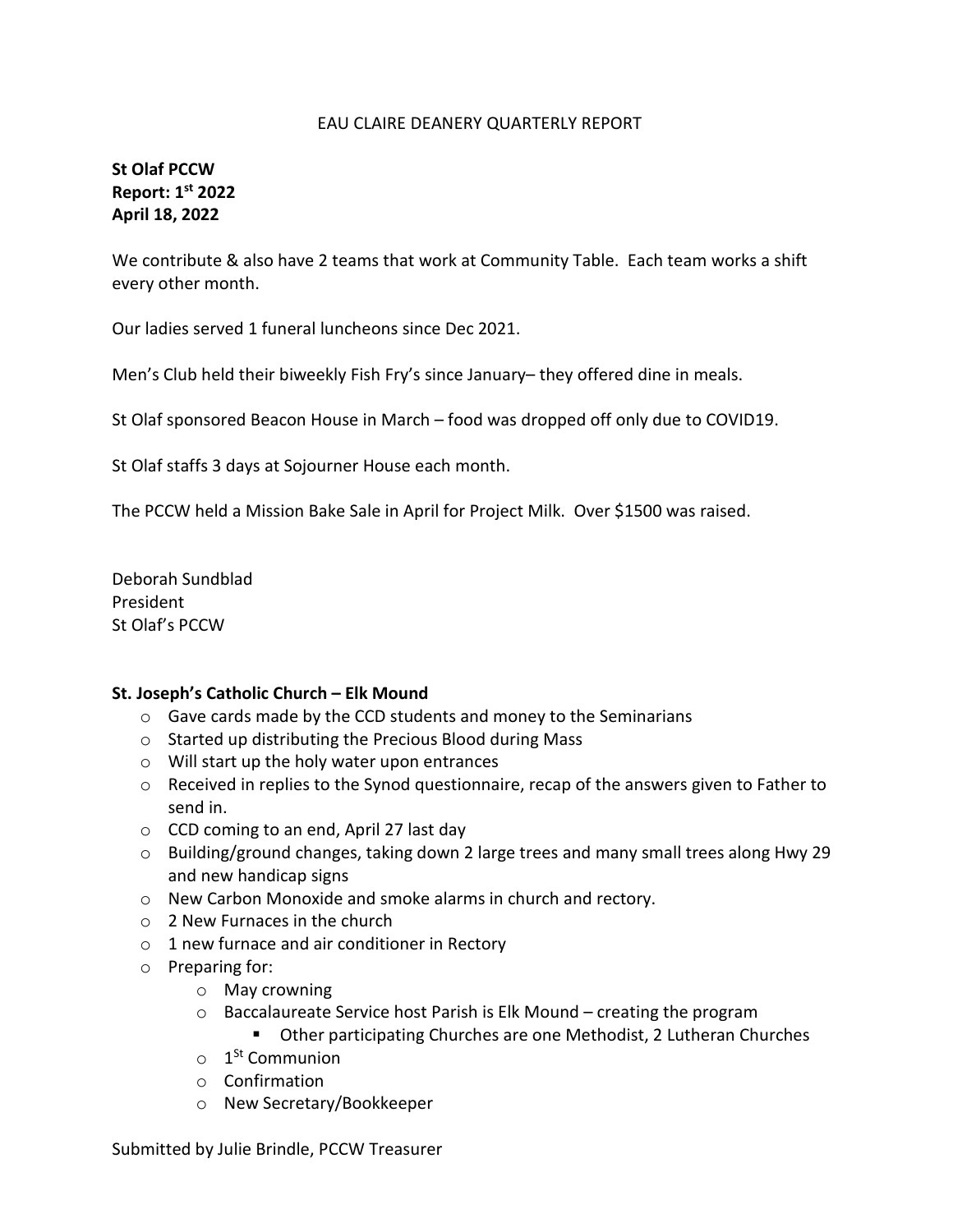EAU CLAIRE DEANERY QUARTERLY REPORT

**St Olaf PCCW**
**Report: 1st 2022**
**April 18, 2022**

We contribute & also have 2 teams that work at Community Table. Each team works a shift every other month.

Our ladies served 1 funeral luncheons since Dec 2021.

Men's Club held their biweekly Fish Fry's since January– they offered dine in meals.

St Olaf sponsored Beacon House in March – food was dropped off only due to COVID19.

St Olaf staffs 3 days at Sojourner House each month.

The PCCW held a Mission Bake Sale in April for Project Milk. Over $1500 was raised.

Deborah Sundblad
President
St Olaf's PCCW

**St. Joseph's Catholic Church – Elk Mound**

- Gave cards made by the CCD students and money to the Seminarians
- Started up distributing the Precious Blood during Mass
- Will start up the holy water upon entrances
- Received in replies to the Synod questionnaire, recap of the answers given to Father to send in.
- CCD coming to an end, April 27 last day
- Building/ground changes, taking down 2 large trees and many small trees along Hwy 29 and new handicap signs
- New Carbon Monoxide and smoke alarms in church and rectory.
- 2 New Furnaces in the church
- 1 new furnace and air conditioner in Rectory
- Preparing for:
  - May crowning
  - Baccalaureate Service host Parish is Elk Mound – creating the program
    - Other participating Churches are one Methodist, 2 Lutheran Churches
  - 1St Communion
  - Confirmation
  - New Secretary/Bookkeeper

Submitted by Julie Brindle, PCCW Treasurer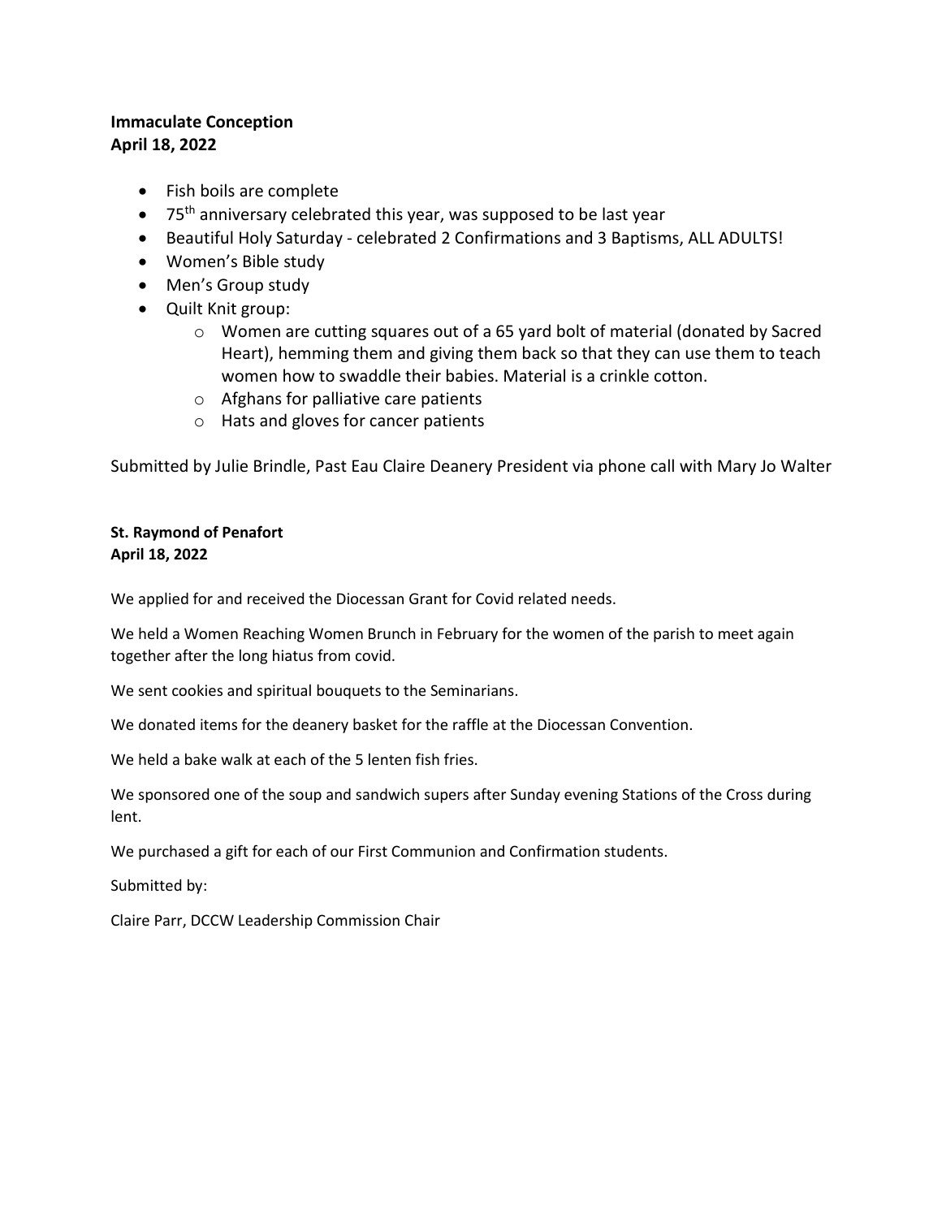**Immaculate Conception**
**April 18, 2022**

- Fish boils are complete
- 75th anniversary celebrated this year, was supposed to be last year
- Beautiful Holy Saturday - celebrated 2 Confirmations and 3 Baptisms, ALL ADULTS!
- Women's Bible study
- Men's Group study
- Quilt Knit group:
  - Women are cutting squares out of a 65 yard bolt of material (donated by Sacred Heart), hemming them and giving them back so that they can use them to teach women how to swaddle their babies. Material is a crinkle cotton.
  - Afghans for palliative care patients
  - Hats and gloves for cancer patients

Submitted by Julie Brindle, Past Eau Claire Deanery President via phone call with Mary Jo Walter

**St. Raymond of Penafort**
**April 18, 2022**

We applied for and received the Diocessan Grant for Covid related needs.

We held a Women Reaching Women Brunch in February for the women of the parish to meet again together after the long hiatus from covid.

We sent cookies and spiritual bouquets to the Seminarians.

We donated items for the deanery basket for the raffle at the Diocessan Convention.

We held a bake walk at each of the 5 lenten fish fries.

We sponsored one of the soup and sandwich supers after Sunday evening Stations of the Cross during lent.

We purchased a gift for each of our First Communion and Confirmation students.

Submitted by:

Claire Parr, DCCW Leadership Commission Chair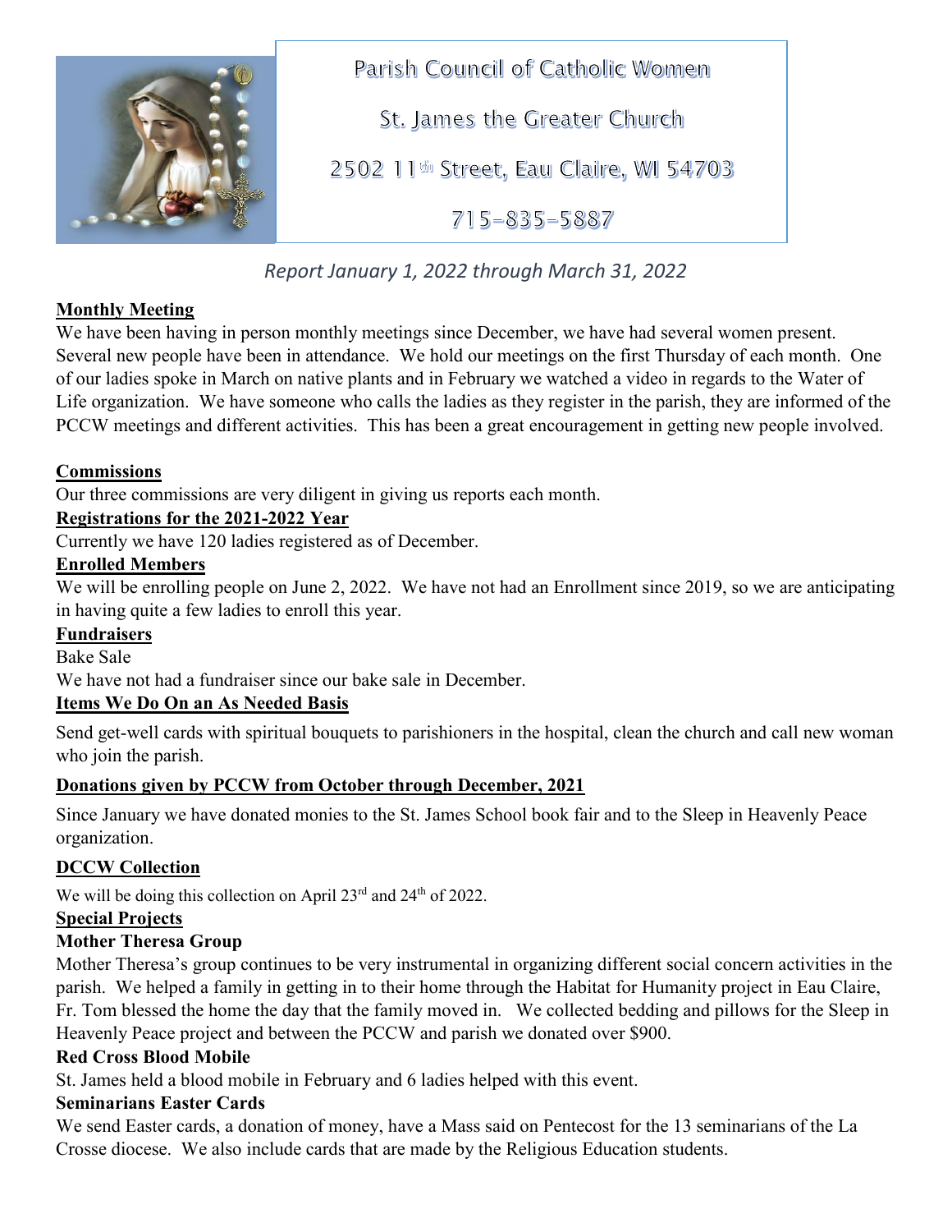# Parish Council of Catholic Women

## St. James the Greater Church

2502 11th Street, Eau Claire, WI 54703

715-835-5887

*Report January 1, 2022 through March 31, 2022*

**Monthly Meeting**

We have been having in person monthly meetings since December, we have had several women present. Several new people have been in attendance. We hold our meetings on the first Thursday of each month. One of our ladies spoke in March on native plants and in February we watched a video in regards to the Water of Life organization. We have someone who calls the ladies as they register in the parish, they are informed of the PCCW meetings and different activities. This has been a great encouragement in getting new people involved.

**Commissions**

Our three commissions are very diligent in giving us reports each month.

**Registrations for the 2021-2022 Year**

Currently we have 120 ladies registered as of December.

**Enrolled Members**

We will be enrolling people on June 2, 2022. We have not had an Enrollment since 2019, so we are anticipating in having quite a few ladies to enroll this year.

**Fundraisers**

Bake Sale

We have not had a fundraiser since our bake sale in December.

**Items We Do On an As Needed Basis**

Send get-well cards with spiritual bouquets to parishioners in the hospital, clean the church and call new woman who join the parish.

**Donations given by PCCW from October through December, 2021**

Since January we have donated monies to the St. James School book fair and to the Sleep in Heavenly Peace organization.

**DCCW Collection**

We will be doing this collection on April 23rd and 24th of 2022.

**Special Projects**

**Mother Theresa Group**

Mother Theresa's group continues to be very instrumental in organizing different social concern activities in the parish. We helped a family in getting in to their home through the Habitat for Humanity project in Eau Claire, Fr. Tom blessed the home the day that the family moved in. We collected bedding and pillows for the Sleep in Heavenly Peace project and between the PCCW and parish we donated over $900.

**Red Cross Blood Mobile**

St. James held a blood mobile in February and 6 ladies helped with this event.

**Seminarians Easter Cards**

We send Easter cards, a donation of money, have a Mass said on Pentecost for the 13 seminarians of the La Crosse diocese. We also include cards that are made by the Religious Education students.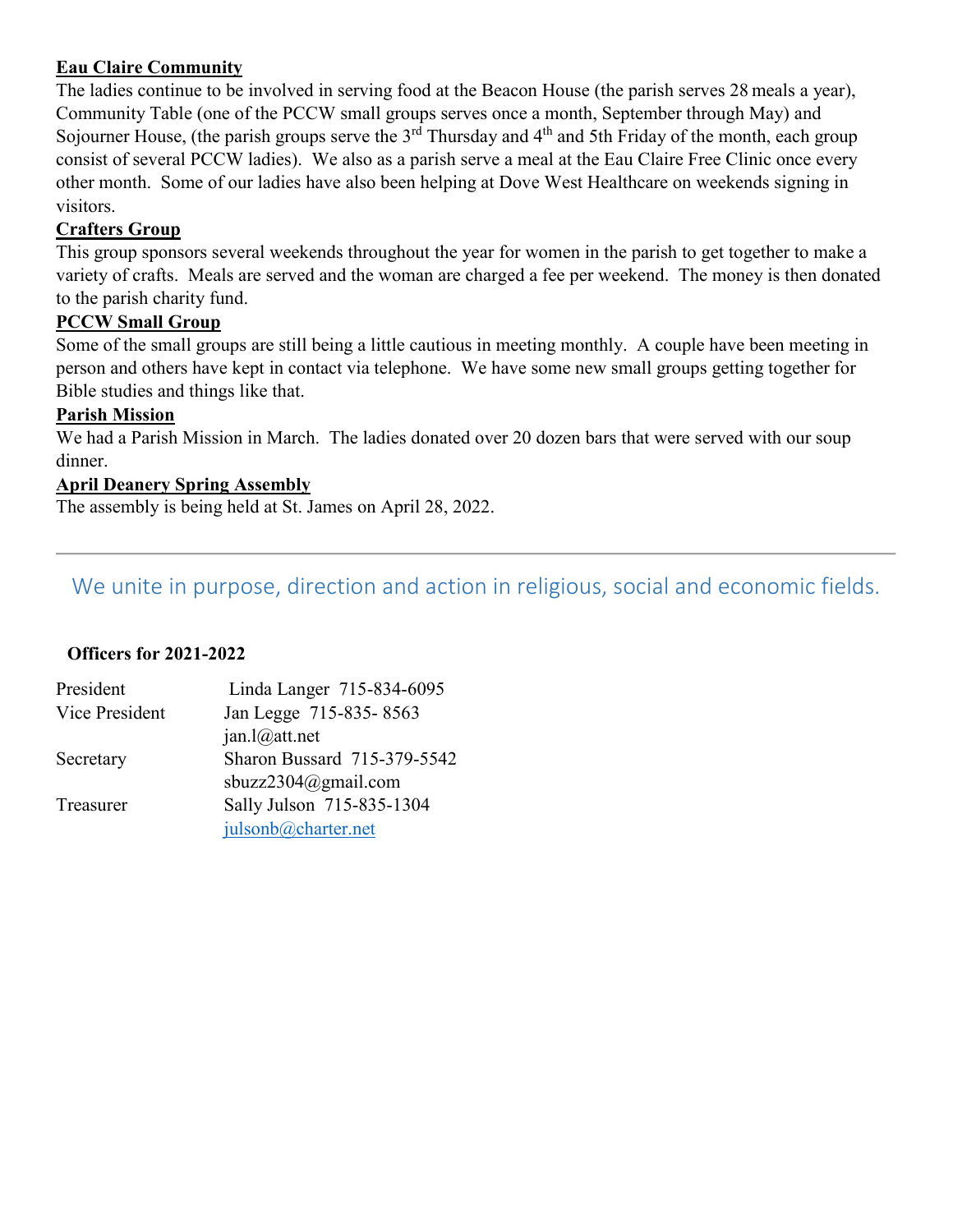**Eau Claire Community**

The ladies continue to be involved in serving food at the Beacon House (the parish serves 28 meals a year), Community Table (one of the PCCW small groups serves once a month, September through May) and Sojourner House, (the parish groups serve the 3rd Thursday and 4th and 5th Friday of the month, each group consist of several PCCW ladies). We also as a parish serve a meal at the Eau Claire Free Clinic once every other month. Some of our ladies have also been helping at Dove West Healthcare on weekends signing in visitors.

**Crafters Group**

This group sponsors several weekends throughout the year for women in the parish to get together to make a variety of crafts. Meals are served and the woman are charged a fee per weekend. The money is then donated to the parish charity fund.

**PCCW Small Group**

Some of the small groups are still being a little cautious in meeting monthly. A couple have been meeting in person and others have kept in contact via telephone. We have some new small groups getting together for Bible studies and things like that.

**Parish Mission**

We had a Parish Mission in March. The ladies donated over 20 dozen bars that were served with our soup dinner.

**April Deanery Spring Assembly**

The assembly is being held at St. James on April 28, 2022.

---

We unite in purpose, direction and action in religious, social and economic fields.

**Officers for 2021-2022**

| | |
|---|---|
| President | Linda Langer 715-834-6095 |
| Vice President | Jan Legge 715-835- 8563<br>jan.l@att.net |
| Secretary | Sharon Bussard 715-379-5542<br>sbuzz2304@gmail.com |
| Treasurer | Sally Julson 715-835-1304<br>julsonb@charter.net |